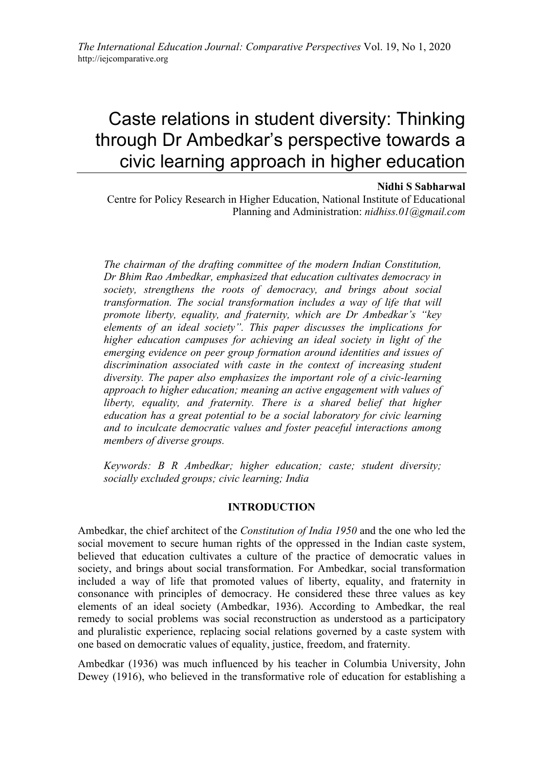# Caste relations in student diversity: Thinking through Dr Ambedkar's perspective towards a civic learning approach in higher education

**Nidhi S Sabharwal**

Centre for Policy Research in Higher Education, National Institute of Educational Planning and Administration: *nidhiss.01@gmail.com*

*The chairman of the drafting committee of the modern Indian Constitution, Dr Bhim Rao Ambedkar, emphasized that education cultivates democracy in society, strengthens the roots of democracy, and brings about social transformation. The social transformation includes a way of life that will promote liberty, equality, and fraternity, which are Dr Ambedkar's "key elements of an ideal society". This paper discusses the implications for higher education campuses for achieving an ideal society in light of the emerging evidence on peer group formation around identities and issues of discrimination associated with caste in the context of increasing student diversity. The paper also emphasizes the important role of a civic-learning approach to higher education; meaning an active engagement with values of liberty, equality, and fraternity. There is a shared belief that higher education has a great potential to be a social laboratory for civic learning and to inculcate democratic values and foster peaceful interactions among members of diverse groups.*

*Keywords: B R Ambedkar; higher education; caste; student diversity; socially excluded groups; civic learning; India*

## INTRODUCTION

Ambedkar, the chief architect of the *Constitution of India 1950* and the one who led the social movement to secure human rights of the oppressed in the Indian caste system, believed that education cultivates a culture of the practice of democratic values in society, and brings about social transformation. For Ambedkar, social transformation included a way of life that promoted values of liberty, equality, and fraternity in consonance with principles of democracy. He considered these three values as key elements of an ideal society (Ambedkar, 1936). According to Ambedkar, the real remedy to social problems was social reconstruction as understood as a participatory and pluralistic experience, replacing social relations governed by a caste system with one based on democratic values of equality, justice, freedom, and fraternity.

Ambedkar (1936) was much influenced by his teacher in Columbia University, John Dewey (1916), who believed in the transformative role of education for establishing a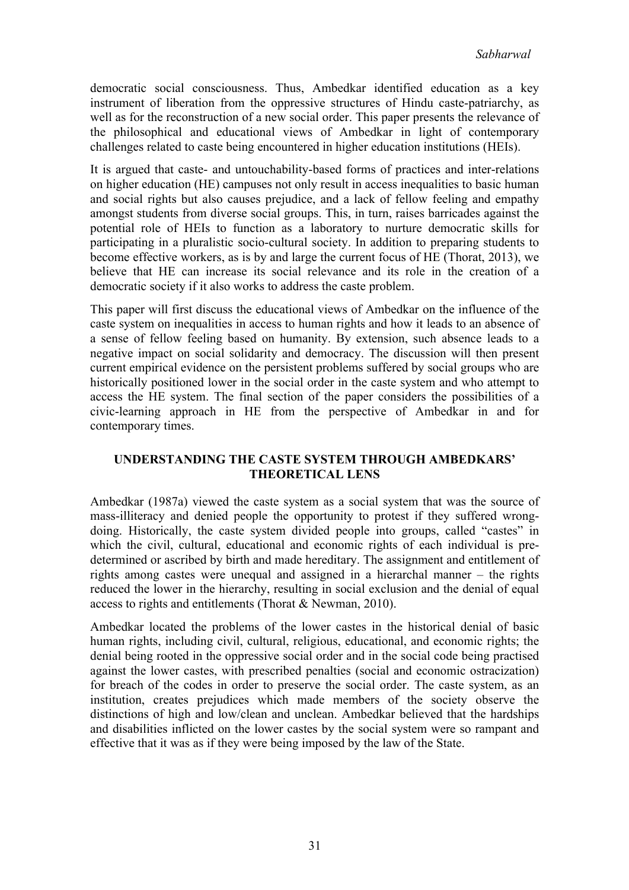democratic social consciousness. Thus, Ambedkar identified education as a key instrument of liberation from the oppressive structures of Hindu caste-patriarchy, as well as for the reconstruction of a new social order. This paper presents the relevance of the philosophical and educational views of Ambedkar in light of contemporary challenges related to caste being encountered in higher education institutions (HEIs).

It is argued that caste- and untouchability-based forms of practices and inter-relations on higher education (HE) campuses not only result in access inequalities to basic human and social rights but also causes prejudice, and a lack of fellow feeling and empathy amongst students from diverse social groups. This, in turn, raises barricades against the potential role of HEIs to function as a laboratory to nurture democratic skills for participating in a pluralistic socio-cultural society. In addition to preparing students to become effective workers, as is by and large the current focus of HE (Thorat, 2013), we believe that HE can increase its social relevance and its role in the creation of a democratic society if it also works to address the caste problem.

This paper will first discuss the educational views of Ambedkar on the influence of the caste system on inequalities in access to human rights and how it leads to an absence of a sense of fellow feeling based on humanity. By extension, such absence leads to a negative impact on social solidarity and democracy. The discussion will then present current empirical evidence on the persistent problems suffered by social groups who are historically positioned lower in the social order in the caste system and who attempt to access the HE system. The final section of the paper considers the possibilities of a civic-learning approach in HE from the perspective of Ambedkar in and for contemporary times.

## UNDERSTANDING THE CASTE SYSTEM THROUGH AMBEDKARS' THEORETICAL LENS

Ambedkar (1987a) viewed the caste system as a social system that was the source of mass-illiteracy and denied people the opportunity to protest if they suffered wrong-doing. Historically, the caste system divided people into groups, called "castes" in which the civil, cultural, educational and economic rights of each individual is pre-determined or ascribed by birth and made hereditary. The assignment and entitlement of rights among castes were unequal and assigned in a hierarchal manner – the rights reduced the lower in the hierarchy, resulting in social exclusion and the denial of equal access to rights and entitlements (Thorat & Newman, 2010).

Ambedkar located the problems of the lower castes in the historical denial of basic human rights, including civil, cultural, religious, educational, and economic rights; the denial being rooted in the oppressive social order and in the social code being practised against the lower castes, with prescribed penalties (social and economic ostracization) for breach of the codes in order to preserve the social order. The caste system, as an institution, creates prejudices which made members of the society observe the distinctions of high and low/clean and unclean. Ambedkar believed that the hardships and disabilities inflicted on the lower castes by the social system were so rampant and effective that it was as if they were being imposed by the law of the State.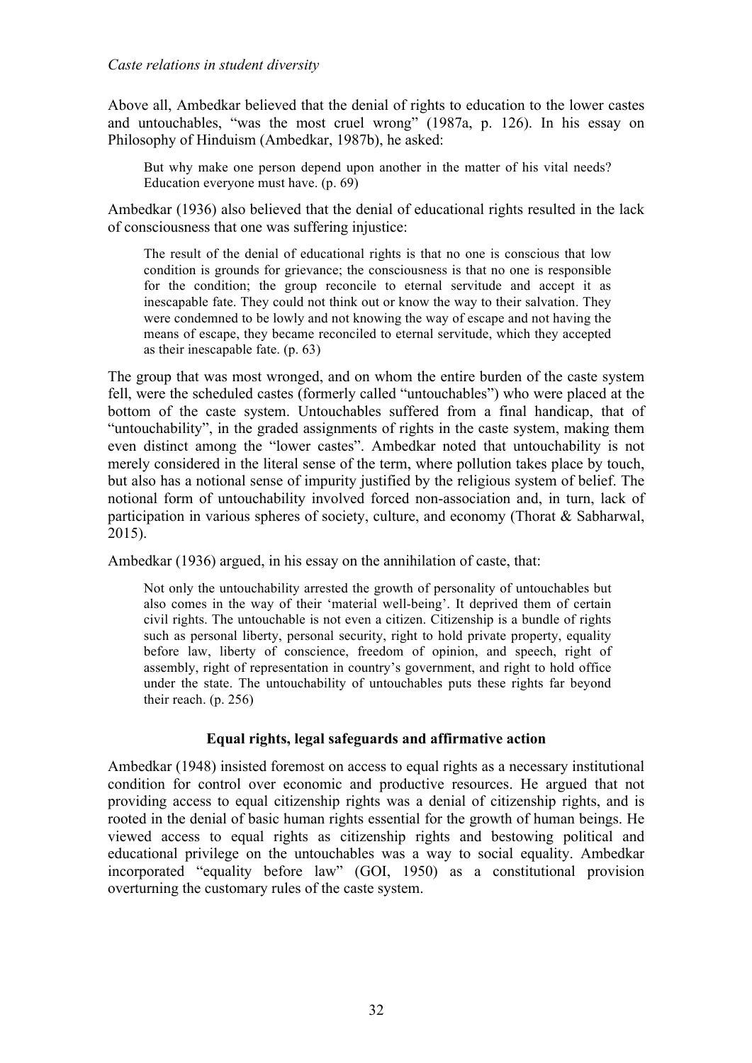Above all, Ambedkar believed that the denial of rights to education to the lower castes and untouchables, "was the most cruel wrong" (1987a, p. 126). In his essay on Philosophy of Hinduism (Ambedkar, 1987b), he asked:

> But why make one person depend upon another in the matter of his vital needs? Education everyone must have. (p. 69)

Ambedkar (1936) also believed that the denial of educational rights resulted in the lack of consciousness that one was suffering injustice:

> The result of the denial of educational rights is that no one is conscious that low condition is grounds for grievance; the consciousness is that no one is responsible for the condition; the group reconcile to eternal servitude and accept it as inescapable fate. They could not think out or know the way to their salvation. They were condemned to be lowly and not knowing the way of escape and not having the means of escape, they became reconciled to eternal servitude, which they accepted as their inescapable fate. (p. 63)

The group that was most wronged, and on whom the entire burden of the caste system fell, were the scheduled castes (formerly called "untouchables") who were placed at the bottom of the caste system. Untouchables suffered from a final handicap, that of "untouchability", in the graded assignments of rights in the caste system, making them even distinct among the "lower castes". Ambedkar noted that untouchability is not merely considered in the literal sense of the term, where pollution takes place by touch, but also has a notional sense of impurity justified by the religious system of belief. The notional form of untouchability involved forced non-association and, in turn, lack of participation in various spheres of society, culture, and economy (Thorat & Sabharwal, 2015).

Ambedkar (1936) argued, in his essay on the annihilation of caste, that:

> Not only the untouchability arrested the growth of personality of untouchables but also comes in the way of their 'material well-being'. It deprived them of certain civil rights. The untouchable is not even a citizen. Citizenship is a bundle of rights such as personal liberty, personal security, right to hold private property, equality before law, liberty of conscience, freedom of opinion, and speech, right of assembly, right of representation in country's government, and right to hold office under the state. The untouchability of untouchables puts these rights far beyond their reach. (p. 256)

### Equal rights, legal safeguards and affirmative action

Ambedkar (1948) insisted foremost on access to equal rights as a necessary institutional condition for control over economic and productive resources. He argued that not providing access to equal citizenship rights was a denial of citizenship rights, and is rooted in the denial of basic human rights essential for the growth of human beings. He viewed access to equal rights as citizenship rights and bestowing political and educational privilege on the untouchables was a way to social equality. Ambedkar incorporated "equality before law" (GOI, 1950) as a constitutional provision overturning the customary rules of the caste system.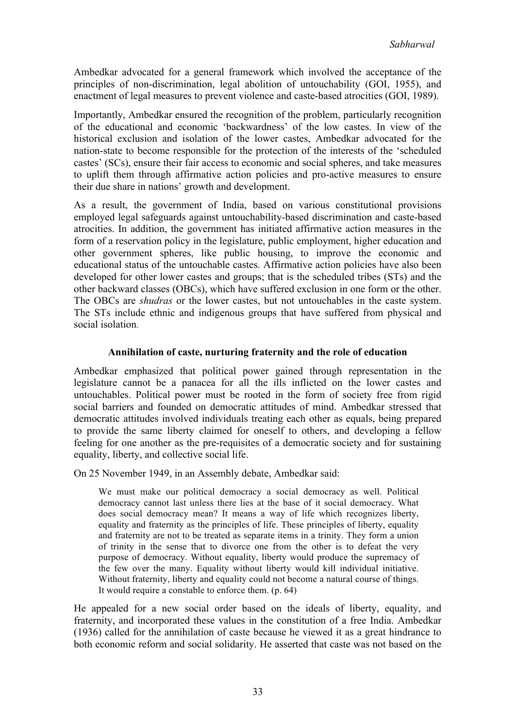Ambedkar advocated for a general framework which involved the acceptance of the principles of non-discrimination, legal abolition of untouchability (GOI, 1955), and enactment of legal measures to prevent violence and caste-based atrocities (GOI, 1989).

Importantly, Ambedkar ensured the recognition of the problem, particularly recognition of the educational and economic 'backwardness' of the low castes. In view of the historical exclusion and isolation of the lower castes, Ambedkar advocated for the nation-state to become responsible for the protection of the interests of the 'scheduled castes' (SCs), ensure their fair access to economic and social spheres, and take measures to uplift them through affirmative action policies and pro-active measures to ensure their due share in nations' growth and development.

As a result, the government of India, based on various constitutional provisions employed legal safeguards against untouchability-based discrimination and caste-based atrocities. In addition, the government has initiated affirmative action measures in the form of a reservation policy in the legislature, public employment, higher education and other government spheres, like public housing, to improve the economic and educational status of the untouchable castes. Affirmative action policies have also been developed for other lower castes and groups; that is the scheduled tribes (STs) and the other backward classes (OBCs), which have suffered exclusion in one form or the other. The OBCs are *shudras* or the lower castes, but not untouchables in the caste system. The STs include ethnic and indigenous groups that have suffered from physical and social isolation.

### Annihilation of caste, nurturing fraternity and the role of education

Ambedkar emphasized that political power gained through representation in the legislature cannot be a panacea for all the ills inflicted on the lower castes and untouchables. Political power must be rooted in the form of society free from rigid social barriers and founded on democratic attitudes of mind. Ambedkar stressed that democratic attitudes involved individuals treating each other as equals, being prepared to provide the same liberty claimed for oneself to others, and developing a fellow feeling for one another as the pre-requisites of a democratic society and for sustaining equality, liberty, and collective social life.

On 25 November 1949, in an Assembly debate, Ambedkar said:

> We must make our political democracy a social democracy as well. Political democracy cannot last unless there lies at the base of it social democracy. What does social democracy mean? It means a way of life which recognizes liberty, equality and fraternity as the principles of life. These principles of liberty, equality and fraternity are not to be treated as separate items in a trinity. They form a union of trinity in the sense that to divorce one from the other is to defeat the very purpose of democracy. Without equality, liberty would produce the supremacy of the few over the many. Equality without liberty would kill individual initiative. Without fraternity, liberty and equality could not become a natural course of things. It would require a constable to enforce them. (p. 64)

He appealed for a new social order based on the ideals of liberty, equality, and fraternity, and incorporated these values in the constitution of a free India. Ambedkar (1936) called for the annihilation of caste because he viewed it as a great hindrance to both economic reform and social solidarity. He asserted that caste was not based on the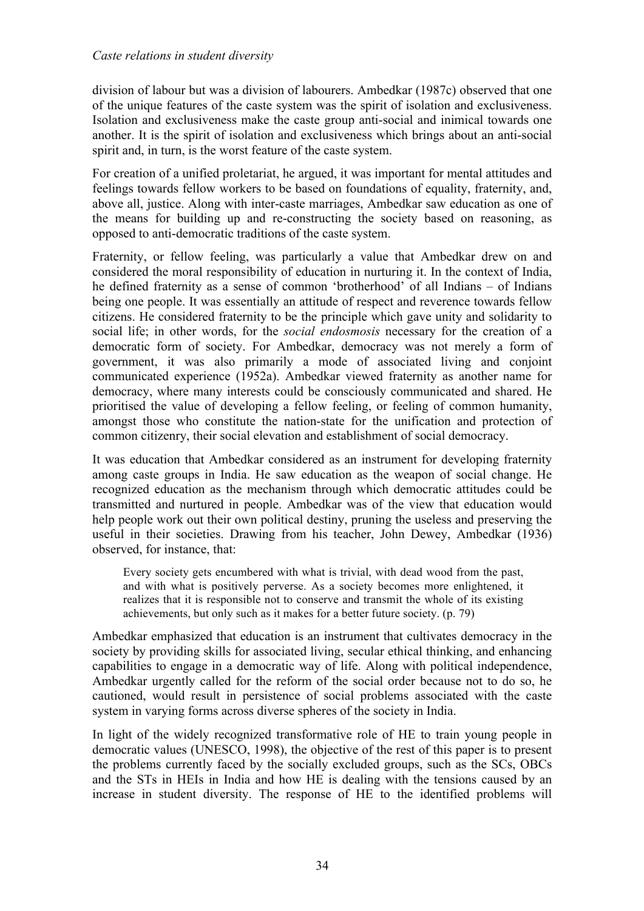division of labour but was a division of labourers. Ambedkar (1987c) observed that one of the unique features of the caste system was the spirit of isolation and exclusiveness. Isolation and exclusiveness make the caste group anti-social and inimical towards one another. It is the spirit of isolation and exclusiveness which brings about an anti-social spirit and, in turn, is the worst feature of the caste system.

For creation of a unified proletariat, he argued, it was important for mental attitudes and feelings towards fellow workers to be based on foundations of equality, fraternity, and, above all, justice. Along with inter-caste marriages, Ambedkar saw education as one of the means for building up and re-constructing the society based on reasoning, as opposed to anti-democratic traditions of the caste system.

Fraternity, or fellow feeling, was particularly a value that Ambedkar drew on and considered the moral responsibility of education in nurturing it. In the context of India, he defined fraternity as a sense of common 'brotherhood' of all Indians – of Indians being one people. It was essentially an attitude of respect and reverence towards fellow citizens. He considered fraternity to be the principle which gave unity and solidarity to social life; in other words, for the *social endosmosis* necessary for the creation of a democratic form of society. For Ambedkar, democracy was not merely a form of government, it was also primarily a mode of associated living and conjoint communicated experience (1952a). Ambedkar viewed fraternity as another name for democracy, where many interests could be consciously communicated and shared. He prioritised the value of developing a fellow feeling, or feeling of common humanity, amongst those who constitute the nation-state for the unification and protection of common citizenry, their social elevation and establishment of social democracy.

It was education that Ambedkar considered as an instrument for developing fraternity among caste groups in India. He saw education as the weapon of social change. He recognized education as the mechanism through which democratic attitudes could be transmitted and nurtured in people. Ambedkar was of the view that education would help people work out their own political destiny, pruning the useless and preserving the useful in their societies. Drawing from his teacher, John Dewey, Ambedkar (1936) observed, for instance, that:

> Every society gets encumbered with what is trivial, with dead wood from the past, and with what is positively perverse. As a society becomes more enlightened, it realizes that it is responsible not to conserve and transmit the whole of its existing achievements, but only such as it makes for a better future society. (p. 79)

Ambedkar emphasized that education is an instrument that cultivates democracy in the society by providing skills for associated living, secular ethical thinking, and enhancing capabilities to engage in a democratic way of life. Along with political independence, Ambedkar urgently called for the reform of the social order because not to do so, he cautioned, would result in persistence of social problems associated with the caste system in varying forms across diverse spheres of the society in India.

In light of the widely recognized transformative role of HE to train young people in democratic values (UNESCO, 1998), the objective of the rest of this paper is to present the problems currently faced by the socially excluded groups, such as the SCs, OBCs and the STs in HEIs in India and how HE is dealing with the tensions caused by an increase in student diversity. The response of HE to the identified problems will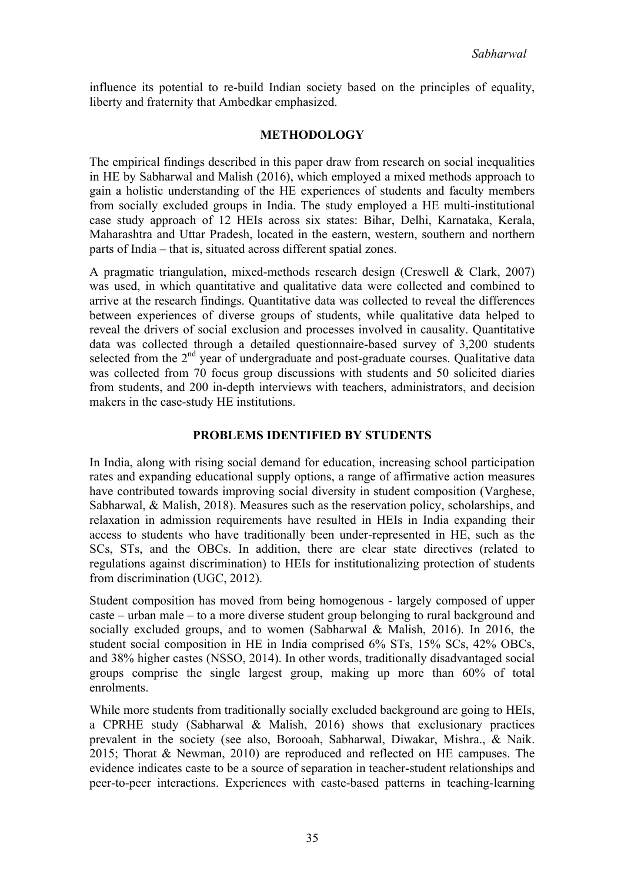influence its potential to re-build Indian society based on the principles of equality, liberty and fraternity that Ambedkar emphasized.

## METHODOLOGY

The empirical findings described in this paper draw from research on social inequalities in HE by Sabharwal and Malish (2016), which employed a mixed methods approach to gain a holistic understanding of the HE experiences of students and faculty members from socially excluded groups in India. The study employed a HE multi-institutional case study approach of 12 HEIs across six states: Bihar, Delhi, Karnataka, Kerala, Maharashtra and Uttar Pradesh, located in the eastern, western, southern and northern parts of India – that is, situated across different spatial zones.

A pragmatic triangulation, mixed-methods research design (Creswell & Clark, 2007) was used, in which quantitative and qualitative data were collected and combined to arrive at the research findings. Quantitative data was collected to reveal the differences between experiences of diverse groups of students, while qualitative data helped to reveal the drivers of social exclusion and processes involved in causality. Quantitative data was collected through a detailed questionnaire-based survey of 3,200 students selected from the 2nd year of undergraduate and post-graduate courses. Qualitative data was collected from 70 focus group discussions with students and 50 solicited diaries from students, and 200 in-depth interviews with teachers, administrators, and decision makers in the case-study HE institutions.

## PROBLEMS IDENTIFIED BY STUDENTS

In India, along with rising social demand for education, increasing school participation rates and expanding educational supply options, a range of affirmative action measures have contributed towards improving social diversity in student composition (Varghese, Sabharwal, & Malish, 2018). Measures such as the reservation policy, scholarships, and relaxation in admission requirements have resulted in HEIs in India expanding their access to students who have traditionally been under-represented in HE, such as the SCs, STs, and the OBCs. In addition, there are clear state directives (related to regulations against discrimination) to HEIs for institutionalizing protection of students from discrimination (UGC, 2012).

Student composition has moved from being homogenous - largely composed of upper caste – urban male – to a more diverse student group belonging to rural background and socially excluded groups, and to women (Sabharwal & Malish, 2016). In 2016, the student social composition in HE in India comprised 6% STs, 15% SCs, 42% OBCs, and 38% higher castes (NSSO, 2014). In other words, traditionally disadvantaged social groups comprise the single largest group, making up more than 60% of total enrolments.

While more students from traditionally socially excluded background are going to HEIs, a CPRHE study (Sabharwal & Malish, 2016) shows that exclusionary practices prevalent in the society (see also, Borooah, Sabharwal, Diwakar, Mishra., & Naik. 2015; Thorat & Newman, 2010) are reproduced and reflected on HE campuses. The evidence indicates caste to be a source of separation in teacher-student relationships and peer-to-peer interactions. Experiences with caste-based patterns in teaching-learning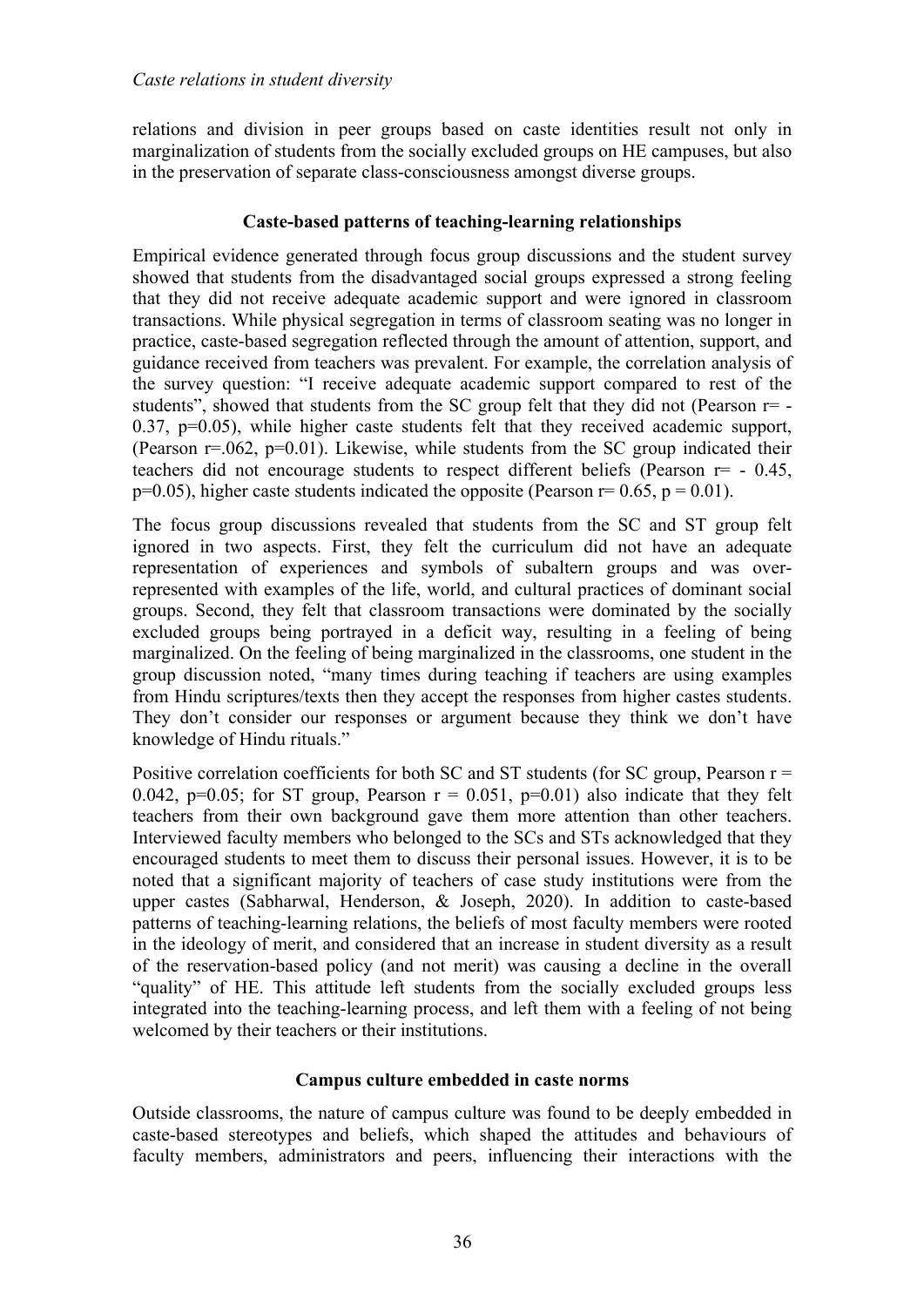relations and division in peer groups based on caste identities result not only in marginalization of students from the socially excluded groups on HE campuses, but also in the preservation of separate class-consciousness amongst diverse groups.

### Caste-based patterns of teaching-learning relationships

Empirical evidence generated through focus group discussions and the student survey showed that students from the disadvantaged social groups expressed a strong feeling that they did not receive adequate academic support and were ignored in classroom transactions. While physical segregation in terms of classroom seating was no longer in practice, caste-based segregation reflected through the amount of attention, support, and guidance received from teachers was prevalent. For example, the correlation analysis of the survey question: "I receive adequate academic support compared to rest of the students", showed that students from the SC group felt that they did not (Pearson $r= -0.37$, $p=0.05$), while higher caste students felt that they received academic support, (Pearson $r=.062$, $p=0.01$). Likewise, while students from the SC group indicated their teachers did not encourage students to respect different beliefs (Pearson $r= -0.45$, $p=0.05$), higher caste students indicated the opposite (Pearson $r= 0.65$, $p = 0.01$).

The focus group discussions revealed that students from the SC and ST group felt ignored in two aspects. First, they felt the curriculum did not have an adequate representation of experiences and symbols of subaltern groups and was over-represented with examples of the life, world, and cultural practices of dominant social groups. Second, they felt that classroom transactions were dominated by the socially excluded groups being portrayed in a deficit way, resulting in a feeling of being marginalized. On the feeling of being marginalized in the classrooms, one student in the group discussion noted, "many times during teaching if teachers are using examples from Hindu scriptures/texts then they accept the responses from higher castes students. They don't consider our responses or argument because they think we don't have knowledge of Hindu rituals."

Positive correlation coefficients for both SC and ST students (for SC group, Pearson $r = 0.042$, $p=0.05$; for ST group, Pearson $r = 0.051$, $p=0.01$) also indicate that they felt teachers from their own background gave them more attention than other teachers. Interviewed faculty members who belonged to the SCs and STs acknowledged that they encouraged students to meet them to discuss their personal issues. However, it is to be noted that a significant majority of teachers of case study institutions were from the upper castes (Sabharwal, Henderson, & Joseph, 2020). In addition to caste-based patterns of teaching-learning relations, the beliefs of most faculty members were rooted in the ideology of merit, and considered that an increase in student diversity as a result of the reservation-based policy (and not merit) was causing a decline in the overall "quality" of HE. This attitude left students from the socially excluded groups less integrated into the teaching-learning process, and left them with a feeling of not being welcomed by their teachers or their institutions.

### Campus culture embedded in caste norms

Outside classrooms, the nature of campus culture was found to be deeply embedded in caste-based stereotypes and beliefs, which shaped the attitudes and behaviours of faculty members, administrators and peers, influencing their interactions with the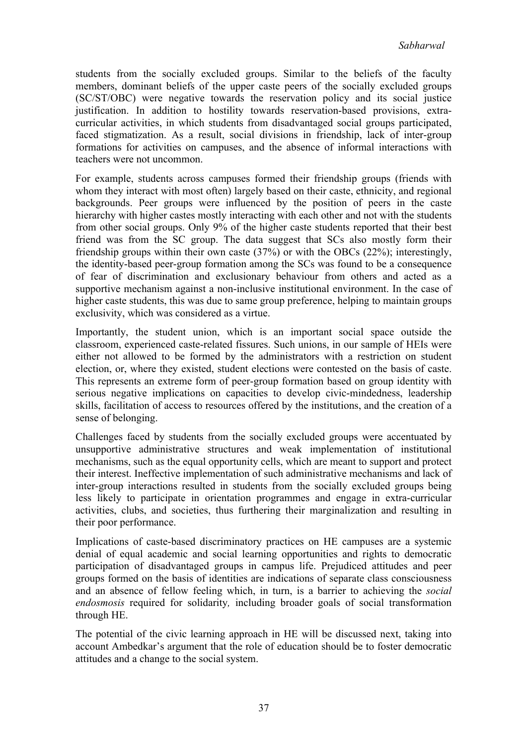students from the socially excluded groups. Similar to the beliefs of the faculty members, dominant beliefs of the upper caste peers of the socially excluded groups (SC/ST/OBC) were negative towards the reservation policy and its social justice justification. In addition to hostility towards reservation-based provisions, extra-curricular activities, in which students from disadvantaged social groups participated, faced stigmatization. As a result, social divisions in friendship, lack of inter-group formations for activities on campuses, and the absence of informal interactions with teachers were not uncommon.

For example, students across campuses formed their friendship groups (friends with whom they interact with most often) largely based on their caste, ethnicity, and regional backgrounds. Peer groups were influenced by the position of peers in the caste hierarchy with higher castes mostly interacting with each other and not with the students from other social groups. Only 9% of the higher caste students reported that their best friend was from the SC group. The data suggest that SCs also mostly form their friendship groups within their own caste (37%) or with the OBCs (22%); interestingly, the identity-based peer-group formation among the SCs was found to be a consequence of fear of discrimination and exclusionary behaviour from others and acted as a supportive mechanism against a non-inclusive institutional environment. In the case of higher caste students, this was due to same group preference, helping to maintain groups exclusivity, which was considered as a virtue.

Importantly, the student union, which is an important social space outside the classroom, experienced caste-related fissures. Such unions, in our sample of HEIs were either not allowed to be formed by the administrators with a restriction on student election, or, where they existed, student elections were contested on the basis of caste. This represents an extreme form of peer-group formation based on group identity with serious negative implications on capacities to develop civic-mindedness, leadership skills, facilitation of access to resources offered by the institutions, and the creation of a sense of belonging.

Challenges faced by students from the socially excluded groups were accentuated by unsupportive administrative structures and weak implementation of institutional mechanisms, such as the equal opportunity cells, which are meant to support and protect their interest. Ineffective implementation of such administrative mechanisms and lack of inter-group interactions resulted in students from the socially excluded groups being less likely to participate in orientation programmes and engage in extra-curricular activities, clubs, and societies, thus furthering their marginalization and resulting in their poor performance.

Implications of caste-based discriminatory practices on HE campuses are a systemic denial of equal academic and social learning opportunities and rights to democratic participation of disadvantaged groups in campus life. Prejudiced attitudes and peer groups formed on the basis of identities are indications of separate class consciousness and an absence of fellow feeling which, in turn, is a barrier to achieving the *social endosmosis* required for solidarity*,* including broader goals of social transformation through HE.

The potential of the civic learning approach in HE will be discussed next, taking into account Ambedkar's argument that the role of education should be to foster democratic attitudes and a change to the social system.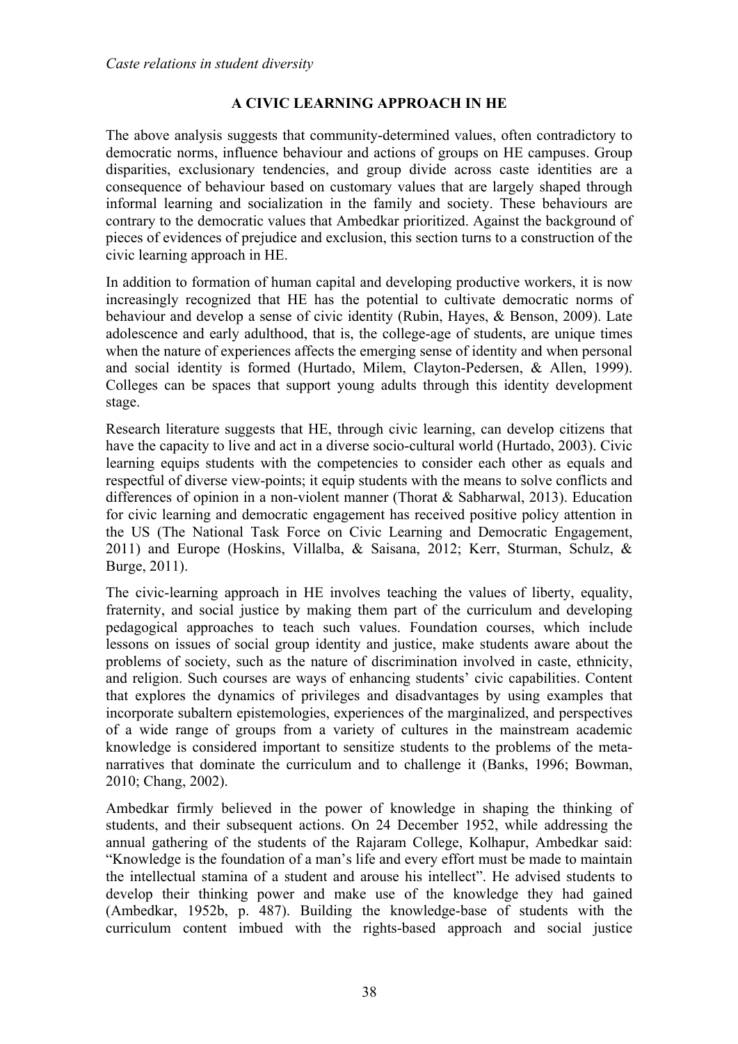## A CIVIC LEARNING APPROACH IN HE

The above analysis suggests that community-determined values, often contradictory to democratic norms, influence behaviour and actions of groups on HE campuses. Group disparities, exclusionary tendencies, and group divide across caste identities are a consequence of behaviour based on customary values that are largely shaped through informal learning and socialization in the family and society. These behaviours are contrary to the democratic values that Ambedkar prioritized. Against the background of pieces of evidences of prejudice and exclusion, this section turns to a construction of the civic learning approach in HE.

In addition to formation of human capital and developing productive workers, it is now increasingly recognized that HE has the potential to cultivate democratic norms of behaviour and develop a sense of civic identity (Rubin, Hayes, & Benson, 2009). Late adolescence and early adulthood, that is, the college-age of students, are unique times when the nature of experiences affects the emerging sense of identity and when personal and social identity is formed (Hurtado, Milem, Clayton-Pedersen, & Allen, 1999). Colleges can be spaces that support young adults through this identity development stage.

Research literature suggests that HE, through civic learning, can develop citizens that have the capacity to live and act in a diverse socio-cultural world (Hurtado, 2003). Civic learning equips students with the competencies to consider each other as equals and respectful of diverse view-points; it equip students with the means to solve conflicts and differences of opinion in a non-violent manner (Thorat & Sabharwal, 2013). Education for civic learning and democratic engagement has received positive policy attention in the US (The National Task Force on Civic Learning and Democratic Engagement, 2011) and Europe (Hoskins, Villalba, & Saisana, 2012; Kerr, Sturman, Schulz, & Burge, 2011).

The civic-learning approach in HE involves teaching the values of liberty, equality, fraternity, and social justice by making them part of the curriculum and developing pedagogical approaches to teach such values. Foundation courses, which include lessons on issues of social group identity and justice, make students aware about the problems of society, such as the nature of discrimination involved in caste, ethnicity, and religion. Such courses are ways of enhancing students' civic capabilities. Content that explores the dynamics of privileges and disadvantages by using examples that incorporate subaltern epistemologies, experiences of the marginalized, and perspectives of a wide range of groups from a variety of cultures in the mainstream academic knowledge is considered important to sensitize students to the problems of the meta-narratives that dominate the curriculum and to challenge it (Banks, 1996; Bowman, 2010; Chang, 2002).

Ambedkar firmly believed in the power of knowledge in shaping the thinking of students, and their subsequent actions. On 24 December 1952, while addressing the annual gathering of the students of the Rajaram College, Kolhapur, Ambedkar said: "Knowledge is the foundation of a man's life and every effort must be made to maintain the intellectual stamina of a student and arouse his intellect". He advised students to develop their thinking power and make use of the knowledge they had gained (Ambedkar, 1952b, p. 487). Building the knowledge-base of students with the curriculum content imbued with the rights-based approach and social justice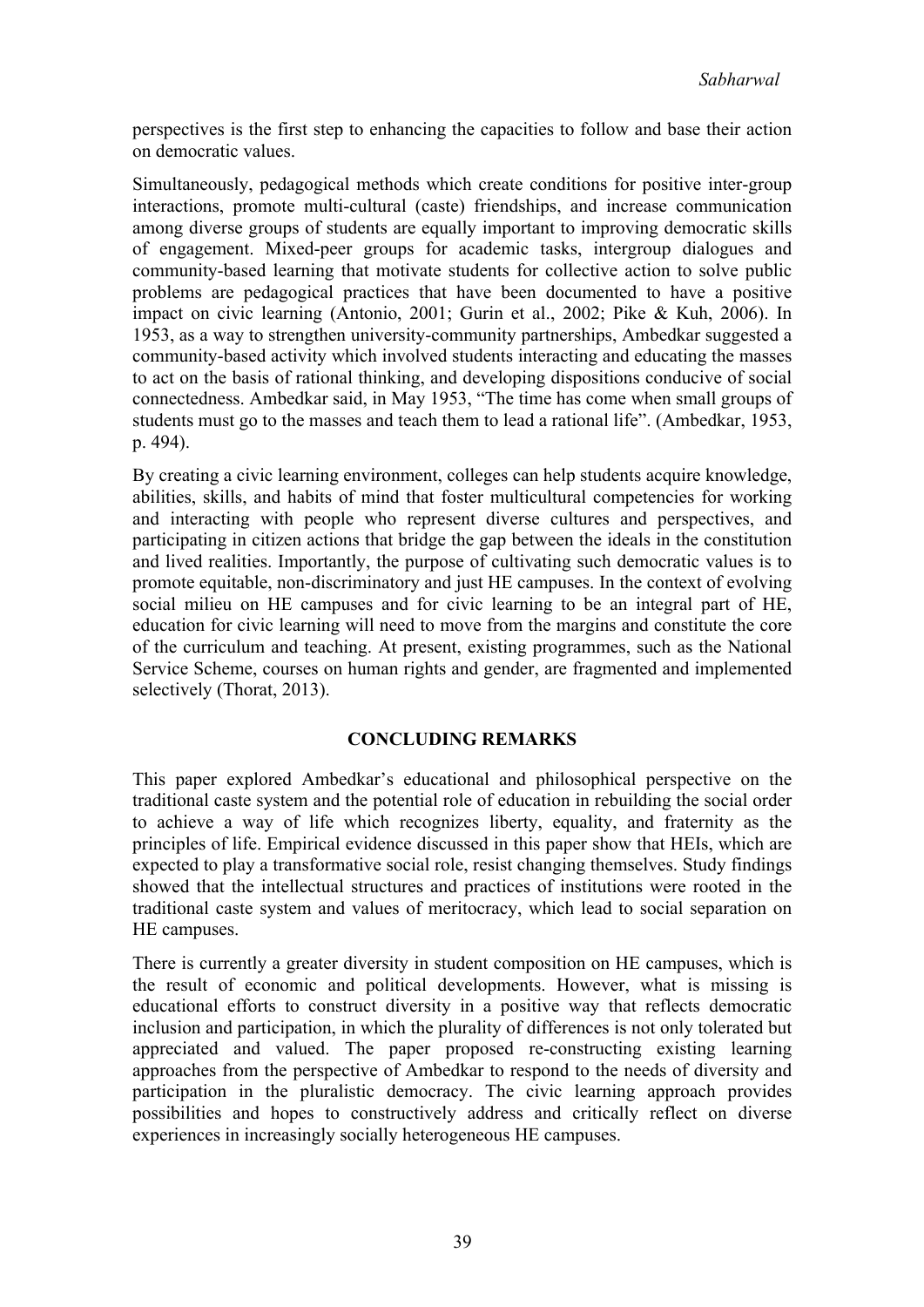perspectives is the first step to enhancing the capacities to follow and base their action on democratic values.

Simultaneously, pedagogical methods which create conditions for positive inter-group interactions, promote multi-cultural (caste) friendships, and increase communication among diverse groups of students are equally important to improving democratic skills of engagement. Mixed-peer groups for academic tasks, intergroup dialogues and community-based learning that motivate students for collective action to solve public problems are pedagogical practices that have been documented to have a positive impact on civic learning (Antonio, 2001; Gurin et al., 2002; Pike & Kuh, 2006). In 1953, as a way to strengthen university-community partnerships, Ambedkar suggested a community-based activity which involved students interacting and educating the masses to act on the basis of rational thinking, and developing dispositions conducive of social connectedness. Ambedkar said, in May 1953, "The time has come when small groups of students must go to the masses and teach them to lead a rational life". (Ambedkar, 1953, p. 494).

By creating a civic learning environment, colleges can help students acquire knowledge, abilities, skills, and habits of mind that foster multicultural competencies for working and interacting with people who represent diverse cultures and perspectives, and participating in citizen actions that bridge the gap between the ideals in the constitution and lived realities. Importantly, the purpose of cultivating such democratic values is to promote equitable, non-discriminatory and just HE campuses. In the context of evolving social milieu on HE campuses and for civic learning to be an integral part of HE, education for civic learning will need to move from the margins and constitute the core of the curriculum and teaching. At present, existing programmes, such as the National Service Scheme, courses on human rights and gender, are fragmented and implemented selectively (Thorat, 2013).

## CONCLUDING REMARKS

This paper explored Ambedkar's educational and philosophical perspective on the traditional caste system and the potential role of education in rebuilding the social order to achieve a way of life which recognizes liberty, equality, and fraternity as the principles of life. Empirical evidence discussed in this paper show that HEIs, which are expected to play a transformative social role, resist changing themselves. Study findings showed that the intellectual structures and practices of institutions were rooted in the traditional caste system and values of meritocracy, which lead to social separation on HE campuses.

There is currently a greater diversity in student composition on HE campuses, which is the result of economic and political developments. However, what is missing is educational efforts to construct diversity in a positive way that reflects democratic inclusion and participation, in which the plurality of differences is not only tolerated but appreciated and valued. The paper proposed re-constructing existing learning approaches from the perspective of Ambedkar to respond to the needs of diversity and participation in the pluralistic democracy. The civic learning approach provides possibilities and hopes to constructively address and critically reflect on diverse experiences in increasingly socially heterogeneous HE campuses.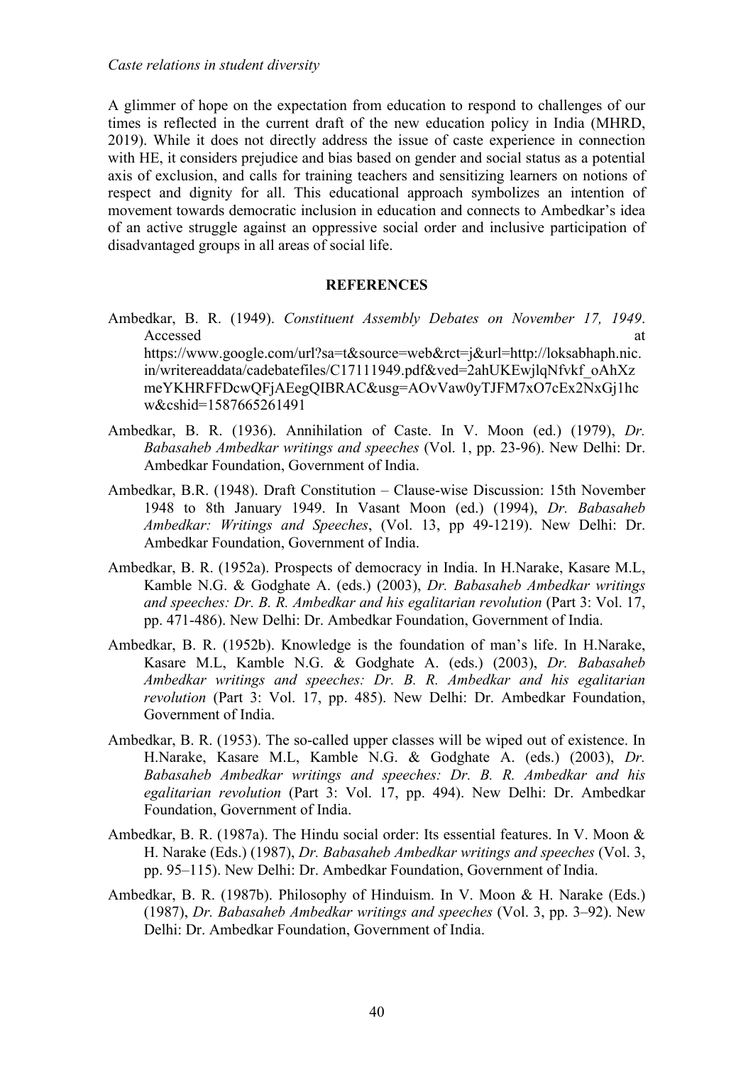A glimmer of hope on the expectation from education to respond to challenges of our times is reflected in the current draft of the new education policy in India (MHRD, 2019). While it does not directly address the issue of caste experience in connection with HE, it considers prejudice and bias based on gender and social status as a potential axis of exclusion, and calls for training teachers and sensitizing learners on notions of respect and dignity for all. This educational approach symbolizes an intention of movement towards democratic inclusion in education and connects to Ambedkar's idea of an active struggle against an oppressive social order and inclusive participation of disadvantaged groups in all areas of social life.

## REFERENCES

Ambedkar, B. R. (1949). *Constituent Assembly Debates on November 17, 1949*. Accessed at https://www.google.com/url?sa=t&source=web&rct=j&url=http://loksabhaph.nic.in/writereaddata/cadebatefiles/C17111949.pdf&ved=2ahUKEwjlqNfvkf_oAhXzmeYKHRFFDcwQFjAEegQIBRAC&usg=AOvVaw0yTJFM7xO7cEx2NxGj1hcw&cshid=1587665261491

Ambedkar, B. R. (1936). Annihilation of Caste. In V. Moon (ed.) (1979), *Dr. Babasaheb Ambedkar writings and speeches* (Vol. 1, pp. 23-96). New Delhi: Dr. Ambedkar Foundation, Government of India.

Ambedkar, B.R. (1948). Draft Constitution – Clause-wise Discussion: 15th November 1948 to 8th January 1949. In Vasant Moon (ed.) (1994), *Dr. Babasaheb Ambedkar: Writings and Speeches*, (Vol. 13, pp 49-1219). New Delhi: Dr. Ambedkar Foundation, Government of India.

Ambedkar, B. R. (1952a). Prospects of democracy in India. In H.Narake, Kasare M.L, Kamble N.G. & Godghate A. (eds.) (2003), *Dr. Babasaheb Ambedkar writings and speeches: Dr. B. R. Ambedkar and his egalitarian revolution* (Part 3: Vol. 17, pp. 471-486). New Delhi: Dr. Ambedkar Foundation, Government of India.

Ambedkar, B. R. (1952b). Knowledge is the foundation of man's life. In H.Narake, Kasare M.L, Kamble N.G. & Godghate A. (eds.) (2003), *Dr. Babasaheb Ambedkar writings and speeches: Dr. B. R. Ambedkar and his egalitarian revolution* (Part 3: Vol. 17, pp. 485). New Delhi: Dr. Ambedkar Foundation, Government of India.

Ambedkar, B. R. (1953). The so-called upper classes will be wiped out of existence. In H.Narake, Kasare M.L, Kamble N.G. & Godghate A. (eds.) (2003), *Dr. Babasaheb Ambedkar writings and speeches: Dr. B. R. Ambedkar and his egalitarian revolution* (Part 3: Vol. 17, pp. 494). New Delhi: Dr. Ambedkar Foundation, Government of India.

Ambedkar, B. R. (1987a). The Hindu social order: Its essential features. In V. Moon & H. Narake (Eds.) (1987), *Dr. Babasaheb Ambedkar writings and speeches* (Vol. 3, pp. 95–115). New Delhi: Dr. Ambedkar Foundation, Government of India.

Ambedkar, B. R. (1987b). Philosophy of Hinduism. In V. Moon & H. Narake (Eds.) (1987), *Dr. Babasaheb Ambedkar writings and speeches* (Vol. 3, pp. 3–92). New Delhi: Dr. Ambedkar Foundation, Government of India.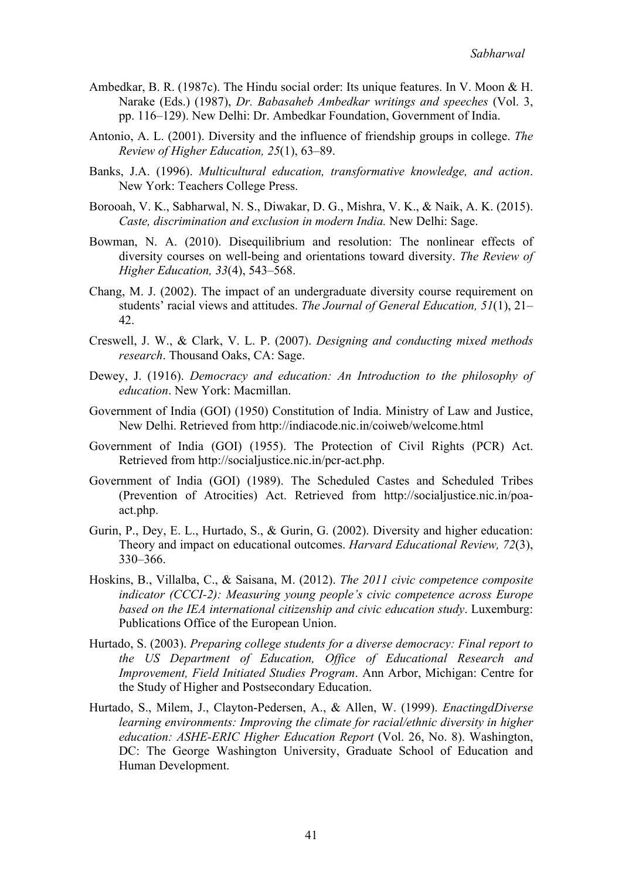Ambedkar, B. R. (1987c). The Hindu social order: Its unique features. In V. Moon & H. Narake (Eds.) (1987), *Dr. Babasaheb Ambedkar writings and speeches* (Vol. 3, pp. 116–129). New Delhi: Dr. Ambedkar Foundation, Government of India.

Antonio, A. L. (2001). Diversity and the influence of friendship groups in college. *The Review of Higher Education, 25*(1), 63–89.

Banks, J.A. (1996). *Multicultural education, transformative knowledge, and action*. New York: Teachers College Press.

Borooah, V. K., Sabharwal, N. S., Diwakar, D. G., Mishra, V. K., & Naik, A. K. (2015). *Caste, discrimination and exclusion in modern India.* New Delhi: Sage.

Bowman, N. A. (2010). Disequilibrium and resolution: The nonlinear effects of diversity courses on well-being and orientations toward diversity. *The Review of Higher Education, 33*(4), 543–568.

Chang, M. J. (2002). The impact of an undergraduate diversity course requirement on students' racial views and attitudes. *The Journal of General Education, 51*(1), 21–42.

Creswell, J. W., & Clark, V. L. P. (2007). *Designing and conducting mixed methods research*. Thousand Oaks, CA: Sage.

Dewey, J. (1916). *Democracy and education: An Introduction to the philosophy of education*. New York: Macmillan.

Government of India (GOI) (1950) Constitution of India. Ministry of Law and Justice, New Delhi. Retrieved from http://indiacode.nic.in/coiweb/welcome.html

Government of India (GOI) (1955). The Protection of Civil Rights (PCR) Act. Retrieved from http://socialjustice.nic.in/pcr-act.php.

Government of India (GOI) (1989). The Scheduled Castes and Scheduled Tribes (Prevention of Atrocities) Act. Retrieved from http://socialjustice.nic.in/poa-act.php.

Gurin, P., Dey, E. L., Hurtado, S., & Gurin, G. (2002). Diversity and higher education: Theory and impact on educational outcomes. *Harvard Educational Review, 72*(3), 330–366.

Hoskins, B., Villalba, C., & Saisana, M. (2012). *The 2011 civic competence composite indicator (CCCI-2): Measuring young people's civic competence across Europe based on the IEA international citizenship and civic education study*. Luxemburg: Publications Office of the European Union.

Hurtado, S. (2003). *Preparing college students for a diverse democracy: Final report to the US Department of Education, Office of Educational Research and Improvement, Field Initiated Studies Program*. Ann Arbor, Michigan: Centre for the Study of Higher and Postsecondary Education.

Hurtado, S., Milem, J., Clayton-Pedersen, A., & Allen, W. (1999). *EnactingdDiverse learning environments: Improving the climate for racial/ethnic diversity in higher education: ASHE-ERIC Higher Education Report* (Vol. 26, No. 8). Washington, DC: The George Washington University, Graduate School of Education and Human Development.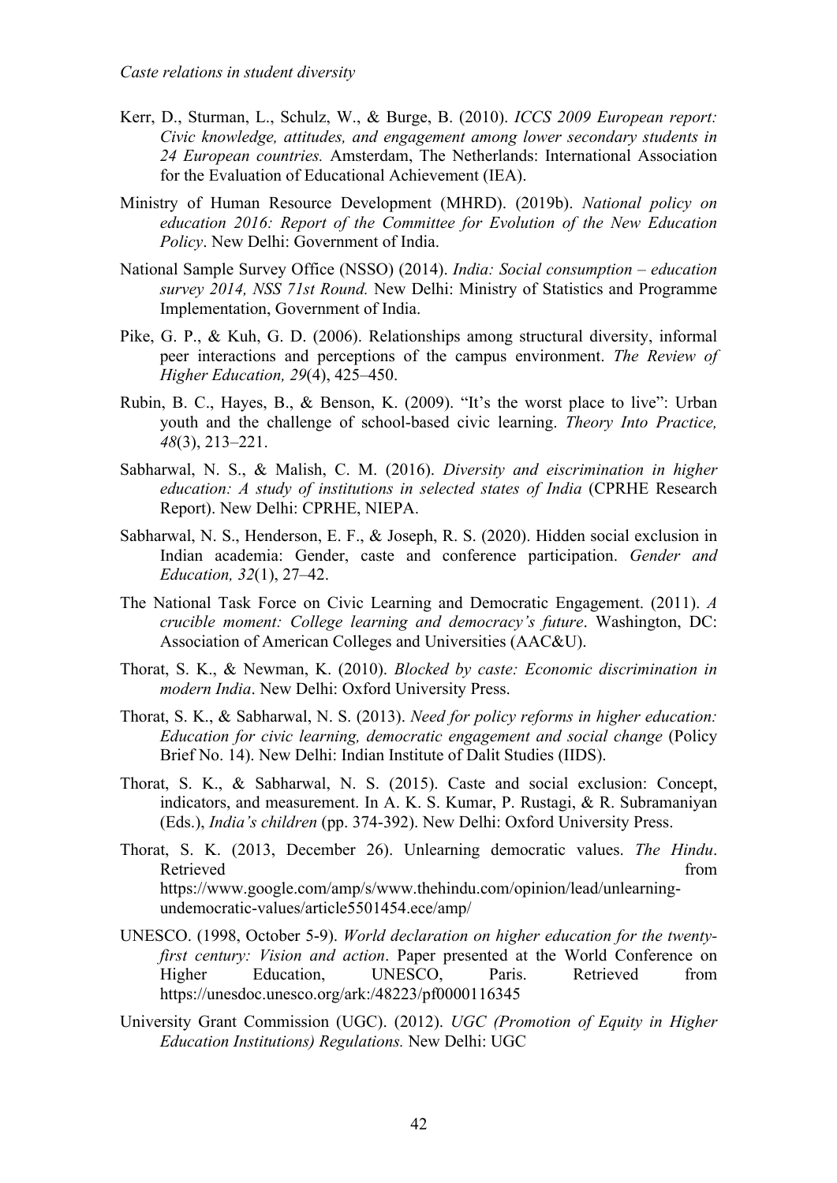Kerr, D., Sturman, L., Schulz, W., & Burge, B. (2010). *ICCS 2009 European report: Civic knowledge, attitudes, and engagement among lower secondary students in 24 European countries.* Amsterdam, The Netherlands: International Association for the Evaluation of Educational Achievement (IEA).

Ministry of Human Resource Development (MHRD). (2019b). *National policy on education 2016: Report of the Committee for Evolution of the New Education Policy*. New Delhi: Government of India.

National Sample Survey Office (NSSO) (2014). *India: Social consumption – education survey 2014, NSS 71st Round.* New Delhi: Ministry of Statistics and Programme Implementation, Government of India.

Pike, G. P., & Kuh, G. D. (2006). Relationships among structural diversity, informal peer interactions and perceptions of the campus environment. *The Review of Higher Education, 29*(4), 425–450.

Rubin, B. C., Hayes, B., & Benson, K. (2009). "It's the worst place to live": Urban youth and the challenge of school-based civic learning. *Theory Into Practice, 48*(3), 213–221.

Sabharwal, N. S., & Malish, C. M. (2016). *Diversity and eiscrimination in higher education: A study of institutions in selected states of India* (CPRHE Research Report). New Delhi: CPRHE, NIEPA.

Sabharwal, N. S., Henderson, E. F., & Joseph, R. S. (2020). Hidden social exclusion in Indian academia: Gender, caste and conference participation. *Gender and Education, 32*(1), 27–42.

The National Task Force on Civic Learning and Democratic Engagement. (2011). *A crucible moment: College learning and democracy's future*. Washington, DC: Association of American Colleges and Universities (AAC&U).

Thorat, S. K., & Newman, K. (2010). *Blocked by caste: Economic discrimination in modern India*. New Delhi: Oxford University Press.

Thorat, S. K., & Sabharwal, N. S. (2013). *Need for policy reforms in higher education: Education for civic learning, democratic engagement and social change* (Policy Brief No. 14). New Delhi: Indian Institute of Dalit Studies (IIDS).

Thorat, S. K., & Sabharwal, N. S. (2015). Caste and social exclusion: Concept, indicators, and measurement. In A. K. S. Kumar, P. Rustagi, & R. Subramaniyan (Eds.), *India's children* (pp. 374-392). New Delhi: Oxford University Press.

Thorat, S. K. (2013, December 26). Unlearning democratic values. *The Hindu*. Retrieved from https://www.google.com/amp/s/www.thehindu.com/opinion/lead/unlearning-undemocratic-values/article5501454.ece/amp/

UNESCO. (1998, October 5-9). *World declaration on higher education for the twenty-first century: Vision and action*. Paper presented at the World Conference on Higher Education, UNESCO, Paris. Retrieved from https://unesdoc.unesco.org/ark:/48223/pf0000116345

University Grant Commission (UGC). (2012). *UGC (Promotion of Equity in Higher Education Institutions) Regulations.* New Delhi: UGC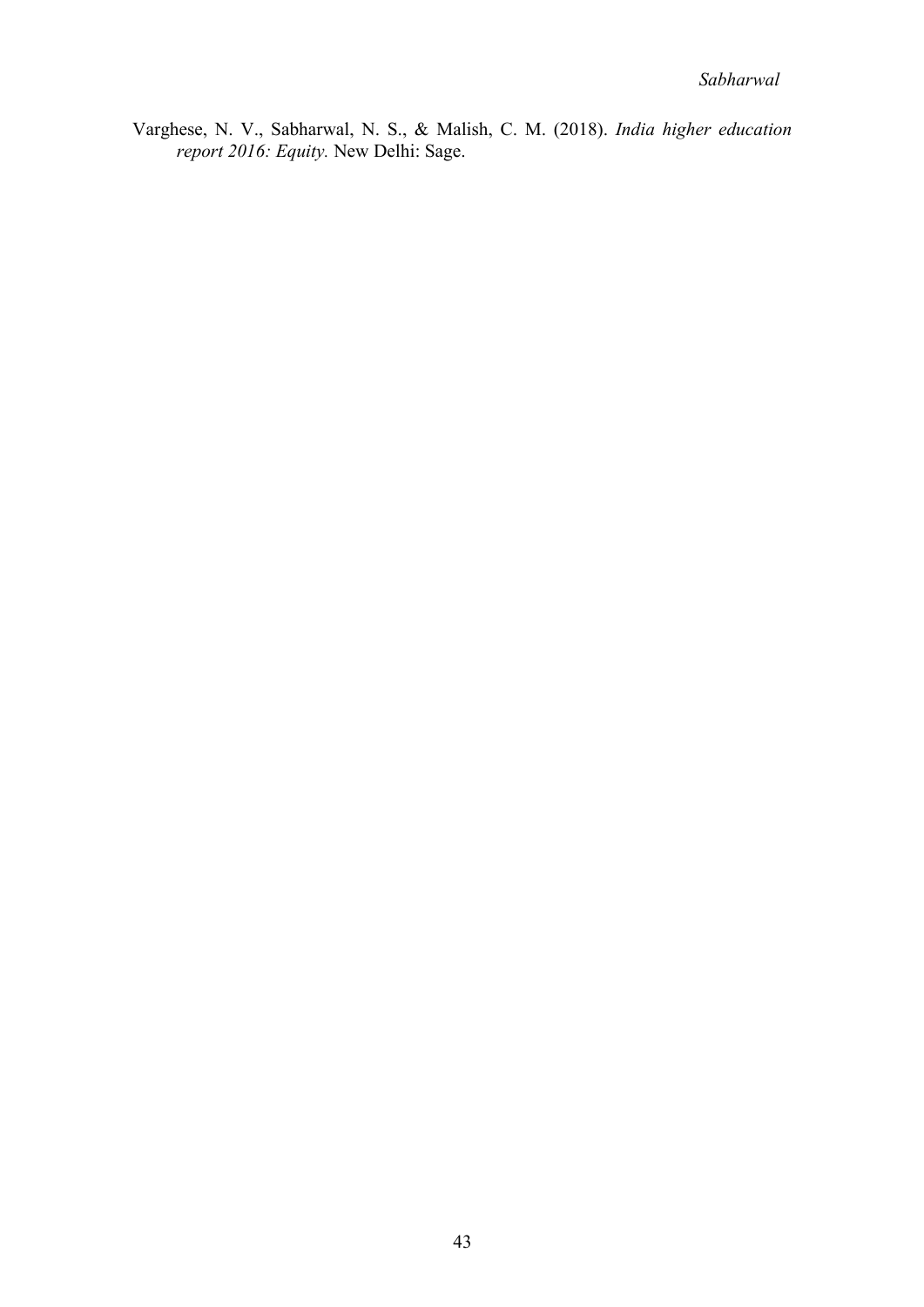Varghese, N. V., Sabharwal, N. S., & Malish, C. M. (2018). *India higher education report 2016: Equity.* New Delhi: Sage.